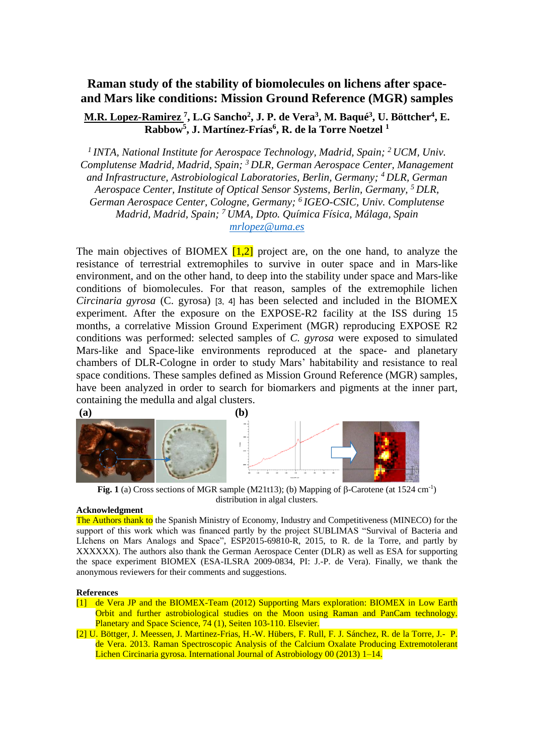# Raman study of the stability of biomolecules on lichens after space- and Mars like conditions: Mission Ground Reference (MGR) samples

**M.R. Lopez-Ramirez [7], L.G Sancho[2], J. P. de Vera[3], M. Baqué[3], U. Böttcher[4], E. Rabbow[5], J. Martínez-Frías[6], R. de la Torre Noetzel [1]**

*[1] INTA, National Institute for Aerospace Technology, Madrid, Spain; [2] UCM, Univ. Complutense Madrid, Madrid, Spain; [3] DLR, German Aerospace Center, Management and Infrastructure, Astrobiological Laboratories, Berlin, Germany; [4] DLR, German Aerospace Center, Institute of Optical Sensor Systems, Berlin, Germany, [5] DLR, German Aerospace Center, Cologne, Germany; [6] IGEO-CSIC, Univ. Complutense Madrid, Madrid, Spain; [7] UMA, Dpto. Química Física, Málaga, Spain*
*mrlopez@uma.es*

The main objectives of BIOMEX [1,2] project are, on the one hand, to analyze the resistance of terrestrial extremophiles to survive in outer space and in Mars-like environment, and on the other hand, to deep into the stability under space and Mars-like conditions of biomolecules. For that reason, samples of the extremophile lichen *Circinaria gyrosa* (C. gyrosa) [3, 4] has been selected and included in the BIOMEX experiment. After the exposure on the EXPOSE-R2 facility at the ISS during 15 months, a correlative Mission Ground Experiment (MGR) reproducing EXPOSE R2 conditions was performed: selected samples of *C. gyrosa* were exposed to simulated Mars-like and Space-like environments reproduced at the space- and planetary chambers of DLR-Cologne in order to study Mars' habitability and resistance to real space conditions. These samples defined as Mission Ground Reference (MGR) samples, have been analyzed in order to search for biomarkers and pigments at the inner part, containing the medulla and algal clusters.

**(a)** **(b)**

**Fig. 1** (a) Cross sections of MGR sample (M21t13); (b) Mapping of β-Carotene (at 1524 $cm^{-1}$) distribution in algal clusters.

**Acknowledgment**

The Authors thank to the Spanish Ministry of Economy, Industry and Competitiveness (MINECO) for the support of this work which was financed partly by the project SUBLIMAS "Survival of Bacteria and LIchens on Mars Analogs and Space", ESP2015-69810-R, 2015, to R. de la Torre, and partly by XXXXXX). The authors also thank the German Aerospace Center (DLR) as well as ESA for supporting the space experiment BIOMEX (ESA-ILSRA 2009-0834, PI: J.-P. de Vera). Finally, we thank the anonymous reviewers for their comments and suggestions.

**References**

[1] de Vera JP and the BIOMEX-Team (2012) Supporting Mars exploration: BIOMEX in Low Earth Orbit and further astrobiological studies on the Moon using Raman and PanCam technology. Planetary and Space Science, 74 (1), Seiten 103-110. Elsevier.

[2] U. Böttger, J. Meessen, J. Martinez-Frias, H.-W. Hübers, F. Rull, F. J. Sánchez, R. de la Torre, J.- P. de Vera. 2013. Raman Spectroscopic Analysis of the Calcium Oxalate Producing Extremotolerant Lichen Circinaria gyrosa. International Journal of Astrobiology 00 (2013) 1–14.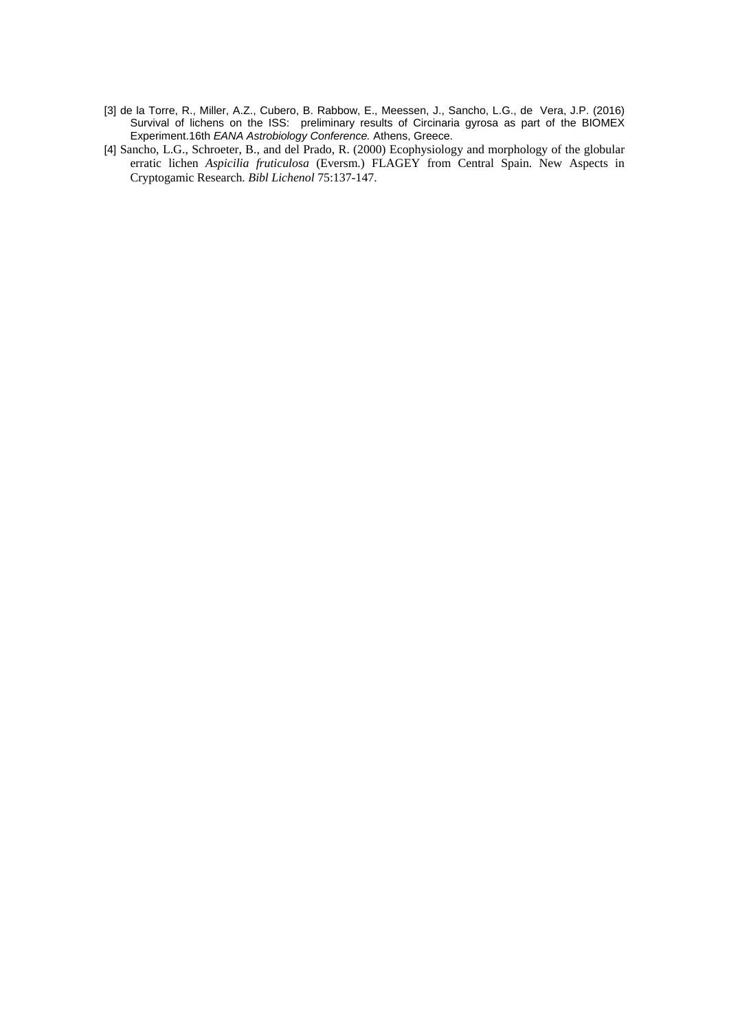[3] de la Torre, R., Miller, A.Z., Cubero, B. Rabbow, E., Meessen, J., Sancho, L.G., de Vera, J.P. (2016) Survival of lichens on the ISS: preliminary results of Circinaria gyrosa as part of the BIOMEX Experiment.16th *EANA Astrobiology Conference.* Athens, Greece.

[4] Sancho, L.G., Schroeter, B., and del Prado, R. (2000) Ecophysiology and morphology of the globular erratic lichen *Aspicilia fruticulosa* (Eversm.) FLAGEY from Central Spain. New Aspects in Cryptogamic Research. *Bibl Lichenol* 75:137-147.